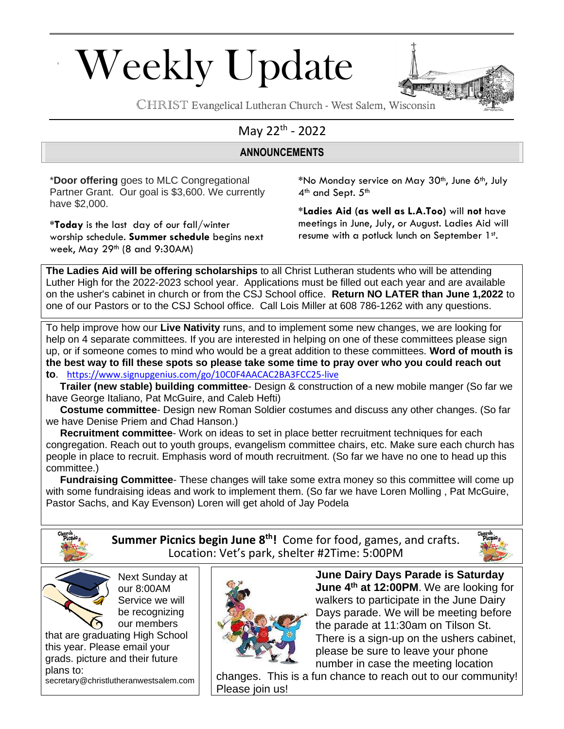# Weekly Update

CHRIST Evangelical Lutheran Church - West Salem, Wisconsin

May 22th - 2022

## ANNOUNCEMENTS

***Door offering** goes to MLC Congregational Partner Grant. Our goal is $3,600. We currently have $2,000.

***Today** is the last day of our fall/winter worship schedule. **Summer schedule** begins next week, May 29th (8 and 9:30AM)

*No Monday service on May 30th, June 6th, July 4th and Sept. 5th

***Ladies Aid (as well as L.A.Too)** will **not** have meetings in June, July, or August. Ladies Aid will resume with a potluck lunch on September 1st.

**The Ladies Aid will be offering scholarships** to all Christ Lutheran students who will be attending Luther High for the 2022-2023 school year. Applications must be filled out each year and are available on the usher's cabinet in church or from the CSJ School office. **Return NO LATER than June 1,2022** to one of our Pastors or to the CSJ School office. Call Lois Miller at 608 786-1262 with any questions.

To help improve how our **Live Nativity** runs, and to implement some new changes, we are looking for help on 4 separate committees. If you are interested in helping on one of these committees please sign up, or if someone comes to mind who would be a great addition to these committees. **Word of mouth is the best way to fill these spots so please take some time to pray over who you could reach out to**. https://www.signupgenius.com/go/10C0F4AACAC2BA3FCC25-live

**Trailer (new stable) building committee**- Design & construction of a new mobile manger (So far we have George Italiano, Pat McGuire, and Caleb Hefti)

**Costume committee**- Design new Roman Soldier costumes and discuss any other changes. (So far we have Denise Priem and Chad Hanson.)

**Recruitment committee**- Work on ideas to set in place better recruitment techniques for each congregation. Reach out to youth groups, evangelism committee chairs, etc. Make sure each church has people in place to recruit. Emphasis word of mouth recruitment. (So far we have no one to head up this committee.)

**Fundraising Committee**- These changes will take some extra money so this committee will come up with some fundraising ideas and work to implement them. (So far we have Loren Molling , Pat McGuire, Pastor Sachs, and Kay Evenson) Loren will get ahold of Jay Podela

**Summer Picnics begin June 8th!** Come for food, games, and crafts. Location: Vet's park, shelter #2Time: 5:00PM

Next Sunday at our 8:00AM Service we will be recognizing our members that are graduating High School this year. Please email your grads. picture and their future plans to: secretary@christlutheranwestsalem.com

**June Dairy Days Parade is Saturday June 4th at 12:00PM**. We are looking for walkers to participate in the June Dairy Days parade. We will be meeting before the parade at 11:30am on Tilson St. There is a sign-up on the ushers cabinet, please be sure to leave your phone number in case the meeting location changes. This is a fun chance to reach out to our community! Please join us!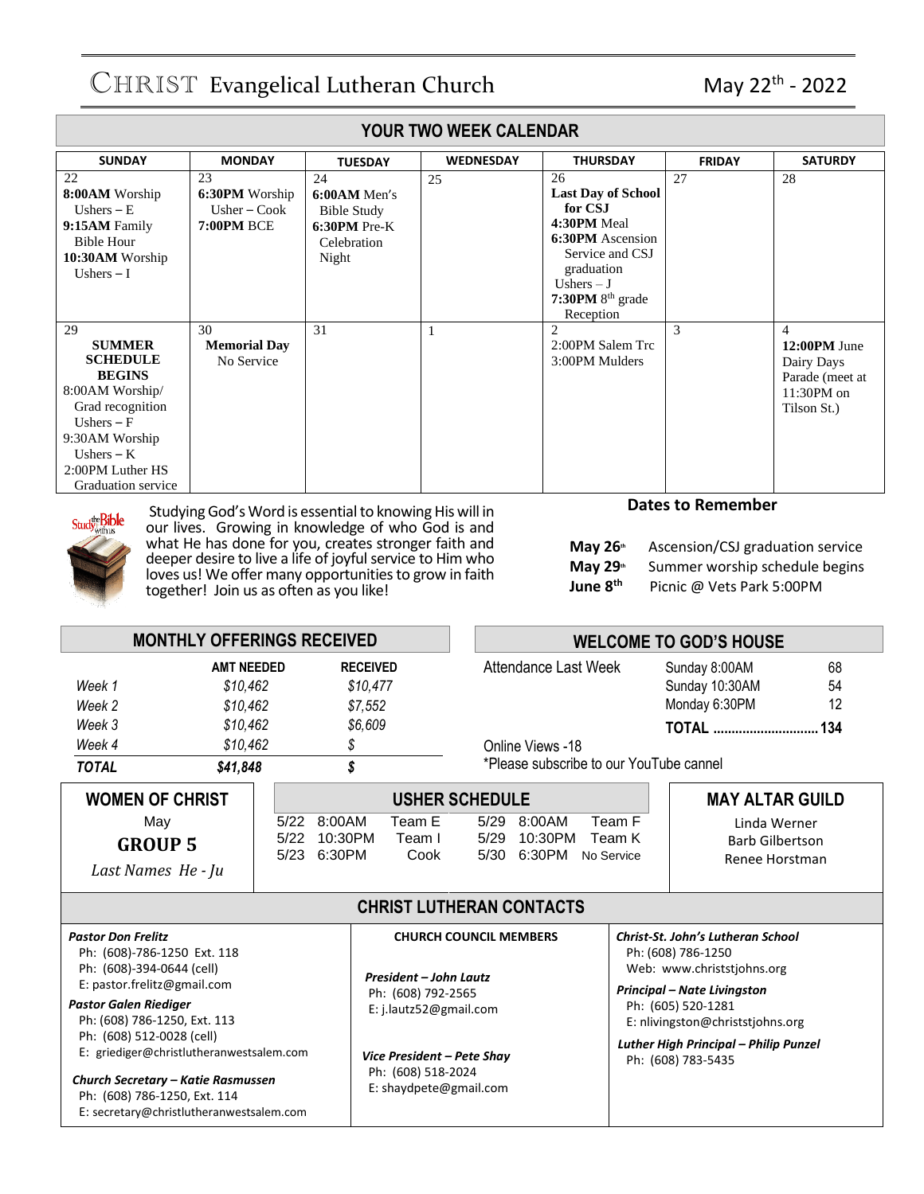# CHRIST Evangelical Lutheran Church

May 22nd - 2022

## YOUR TWO WEEK CALENDAR

| SUNDAY | MONDAY | TUESDAY | WEDNESDAY | THURSDAY | FRIDAY | SATURDY |
|---|---|---|---|---|---|---|
| 22<br>**8:00AM** Worship<br>Ushers – E<br>**9:15AM** Family Bible Hour<br>**10:30AM** Worship<br>Ushers – I | 23<br>**6:30PM** Worship<br>Usher – Cook<br>**7:00PM** BCE | 24<br>**6:00AM** Men's Bible Study<br>**6:30PM** Pre-K Celebration Night | 25 | 26<br>**Last Day of School for CSJ**<br>**4:30PM** Meal<br>**6:30PM** Ascension Service and CSJ graduation<br>Ushers – J<br>**7:30PM** 8th grade Reception | 27 | 28 |
| 29<br>**SUMMER SCHEDULE BEGINS**<br>8:00AM Worship/ Grad recognition<br>Ushers – F<br>9:30AM Worship<br>Ushers – K<br>2:00PM Luther HS Graduation service | 30<br>**Memorial Day**<br>No Service | 31 | 1 | 2<br>2:00PM Salem Trc<br>3:00PM Mulders | 3 | 4<br>**12:00PM** June Dairy Days Parade (meet at 11:30PM on Tilson St.) |

Studying God's Word is essential to knowing His will in our lives. Growing in knowledge of who God is and what He has done for you, creates stronger faith and deeper desire to live a life of joyful service to Him who loves us! We offer many opportunities to grow in faith together! Join us as often as you like!

### Dates to Remember

| | |
|---|---|
| **May 26th** | Ascension/CSJ graduation service |
| **May 29th** | Summer worship schedule begins |
| **June 8th** | Picnic @ Vets Park 5:00PM |

## MONTHLY OFFERINGS RECEIVED

| | AMT NEEDED | RECEIVED |
|---|---|---|
| *Week 1* | *$10,462* | *$10,477* |
| *Week 2* | *$10,462* | *$7,552* |
| *Week 3* | *$10,462* | *$6,609* |
| *Week 4* | *$10,462* | *$* |
| ***TOTAL*** | ***$41,848*** | ***$*** |

## WELCOME TO GOD'S HOUSE

Attendance Last Week

| | |
|---|---|
| Sunday 8:00AM | 68 |
| Sunday 10:30AM | 54 |
| Monday 6:30PM | 12 |
| **TOTAL** | **134** |

Online Views -18

*Please subscribe to our YouTube cannel

## WOMEN OF CHRIST

May

**GROUP 5**

*Last Names He - Ju*

## USHER SCHEDULE

| | | | | | |
|---|---|---|---|---|---|
| 5/22 | 8:00AM | Team E | 5/29 | 8:00AM | Team F |
| 5/22 | 10:30PM | Team I | 5/29 | 10:30PM | Team K |
| 5/23 | 6:30PM | Cook | 5/30 | 6:30PM | No Service |

## MAY ALTAR GUILD

Linda Werner
Barb Gilbertson
Renee Horstman

## CHRIST LUTHERAN CONTACTS

***Pastor Don Frelitz***
Ph: (608)-786-1250 Ext. 118
Ph: (608)-394-0644 (cell)
E: pastor.frelitz@gmail.com

***Pastor Galen Riediger***
Ph: (608) 786-1250, Ext. 113
Ph: (608) 512-0028 (cell)
E: griediger@christlutheranwestsalem.com

***Church Secretary – Katie Rasmussen***
Ph: (608) 786-1250, Ext. 114
E: secretary@christlutheranwestsalem.com

**CHURCH COUNCIL MEMBERS**

***President – John Lautz***
Ph: (608) 792-2565
E: j.lautz52@gmail.com

***Vice President – Pete Shay***
Ph: (608) 518-2024
E: shaydpete@gmail.com

***Christ-St. John's Lutheran School***
Ph: (608) 786-1250
Web: www.christstjohns.org

***Principal – Nate Livingston***
Ph: (605) 520-1281
E: nlivingston@christstjohns.org

***Luther High Principal – Philip Punzel***
Ph: (608) 783-5435